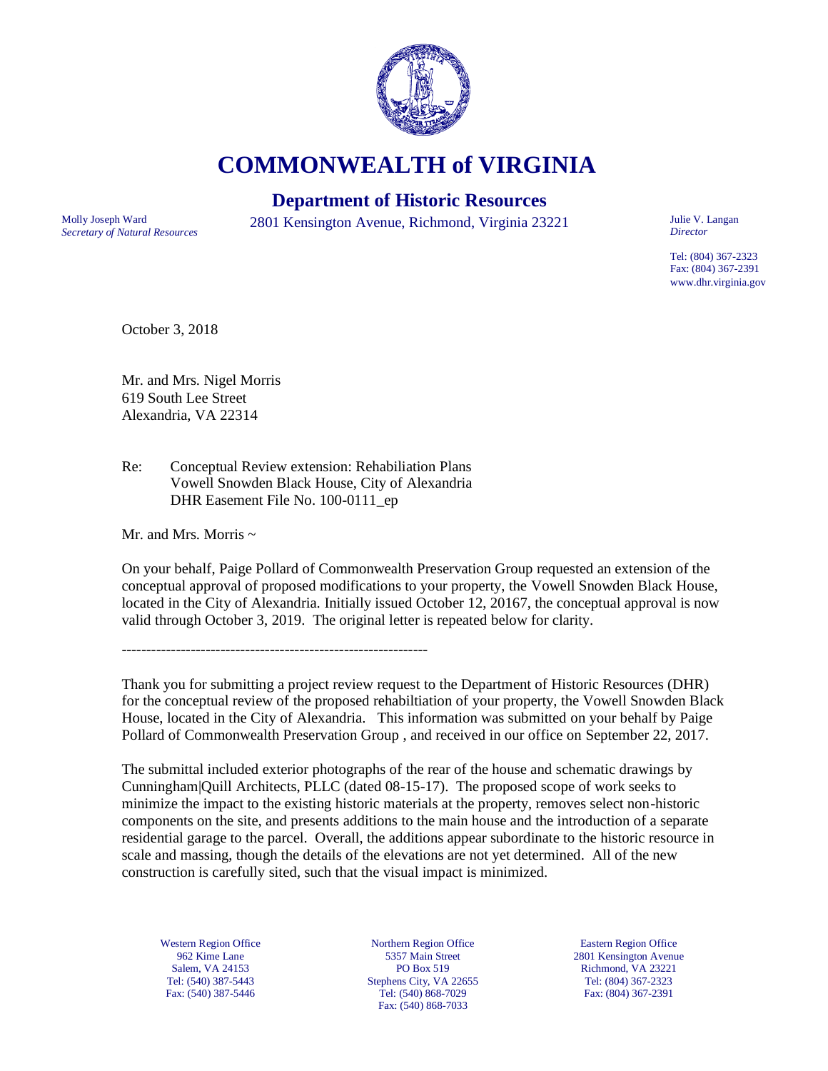# COMMONWEALTH of VIRGINIA

## Department of Historic Resources

Molly Joseph Ward
*Secretary of Natural Resources*

2801 Kensington Avenue, Richmond, Virginia 23221

Julie V. Langan
*Director*

Tel: (804) 367-2323
Fax: (804) 367-2391
www.dhr.virginia.gov

October 3, 2018

Mr. and Mrs. Nigel Morris
619 South Lee Street
Alexandria, VA 22314

Re: Conceptual Review extension: Rehabiliation Plans
Vowell Snowden Black House, City of Alexandria
DHR Easement File No. 100-0111_ep

Mr. and Mrs. Morris ~

On your behalf, Paige Pollard of Commonwealth Preservation Group requested an extension of the conceptual approval of proposed modifications to your property, the Vowell Snowden Black House, located in the City of Alexandria. Initially issued October 12, 20167, the conceptual approval is now valid through October 3, 2019. The original letter is repeated below for clarity.

--------------------------------------------------------------

Thank you for submitting a project review request to the Department of Historic Resources (DHR) for the conceptual review of the proposed rehabiltiation of your property, the Vowell Snowden Black House, located in the City of Alexandria. This information was submitted on your behalf by Paige Pollard of Commonwealth Preservation Group , and received in our office on September 22, 2017.

The submittal included exterior photographs of the rear of the house and schematic drawings by Cunningham|Quill Architects, PLLC (dated 08-15-17). The proposed scope of work seeks to minimize the impact to the existing historic materials at the property, removes select non-historic components on the site, and presents additions to the main house and the introduction of a separate residential garage to the parcel. Overall, the additions appear subordinate to the historic resource in scale and massing, though the details of the elevations are not yet determined. All of the new construction is carefully sited, such that the visual impact is minimized.

Western Region Office
962 Kime Lane
Salem, VA 24153
Tel: (540) 387-5443
Fax: (540) 387-5446

Northern Region Office
5357 Main Street
PO Box 519
Stephens City, VA 22655
Tel: (540) 868-7029
Fax: (540) 868-7033

Eastern Region Office
2801 Kensington Avenue
Richmond, VA 23221
Tel: (804) 367-2323
Fax: (804) 367-2391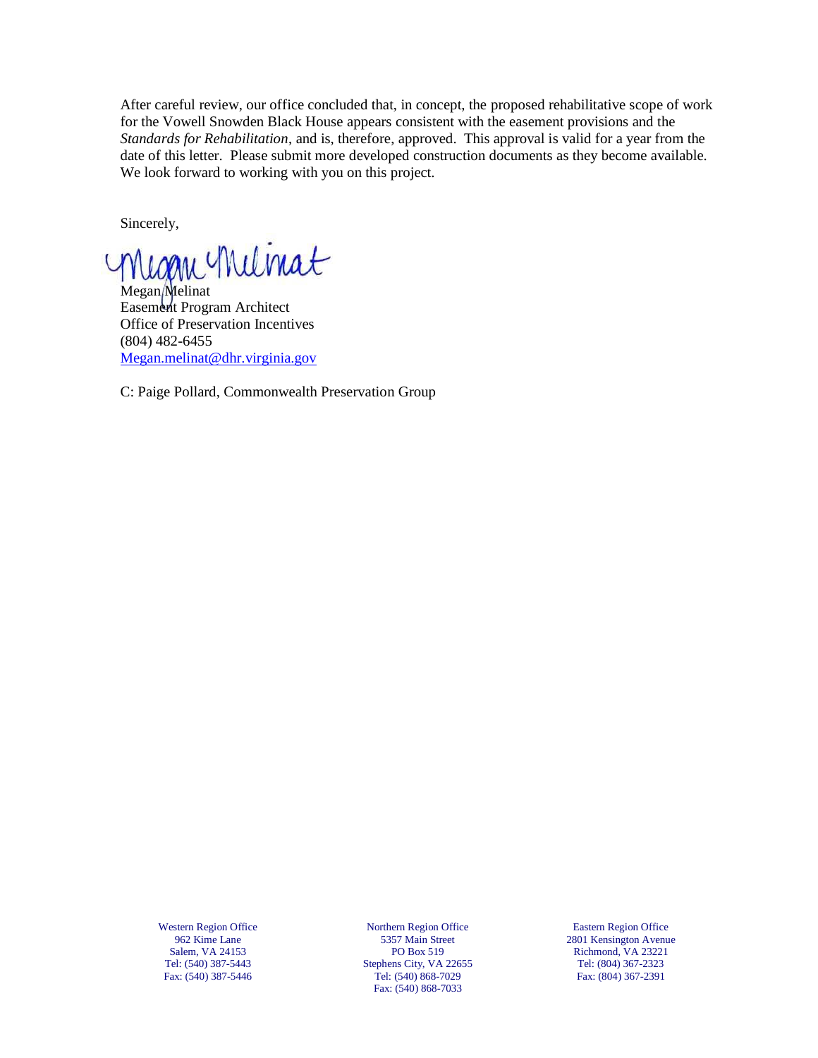After careful review, our office concluded that, in concept, the proposed rehabilitative scope of work for the Vowell Snowden Black House appears consistent with the easement provisions and the *Standards for Rehabilitation*, and is, therefore, approved. This approval is valid for a year from the date of this letter. Please submit more developed construction documents as they become available. We look forward to working with you on this project.

Sincerely,

Megan Melinat
Easement Program Architect
Office of Preservation Incentives
(804) 482-6455
Megan.melinat@dhr.virginia.gov

C: Paige Pollard, Commonwealth Preservation Group

Western Region Office
962 Kime Lane
Salem, VA 24153
Tel: (540) 387-5443
Fax: (540) 387-5446

Northern Region Office
5357 Main Street
PO Box 519
Stephens City, VA 22655
Tel: (540) 868-7029
Fax: (540) 868-7033

Eastern Region Office
2801 Kensington Avenue
Richmond, VA 23221
Tel: (804) 367-2323
Fax: (804) 367-2391